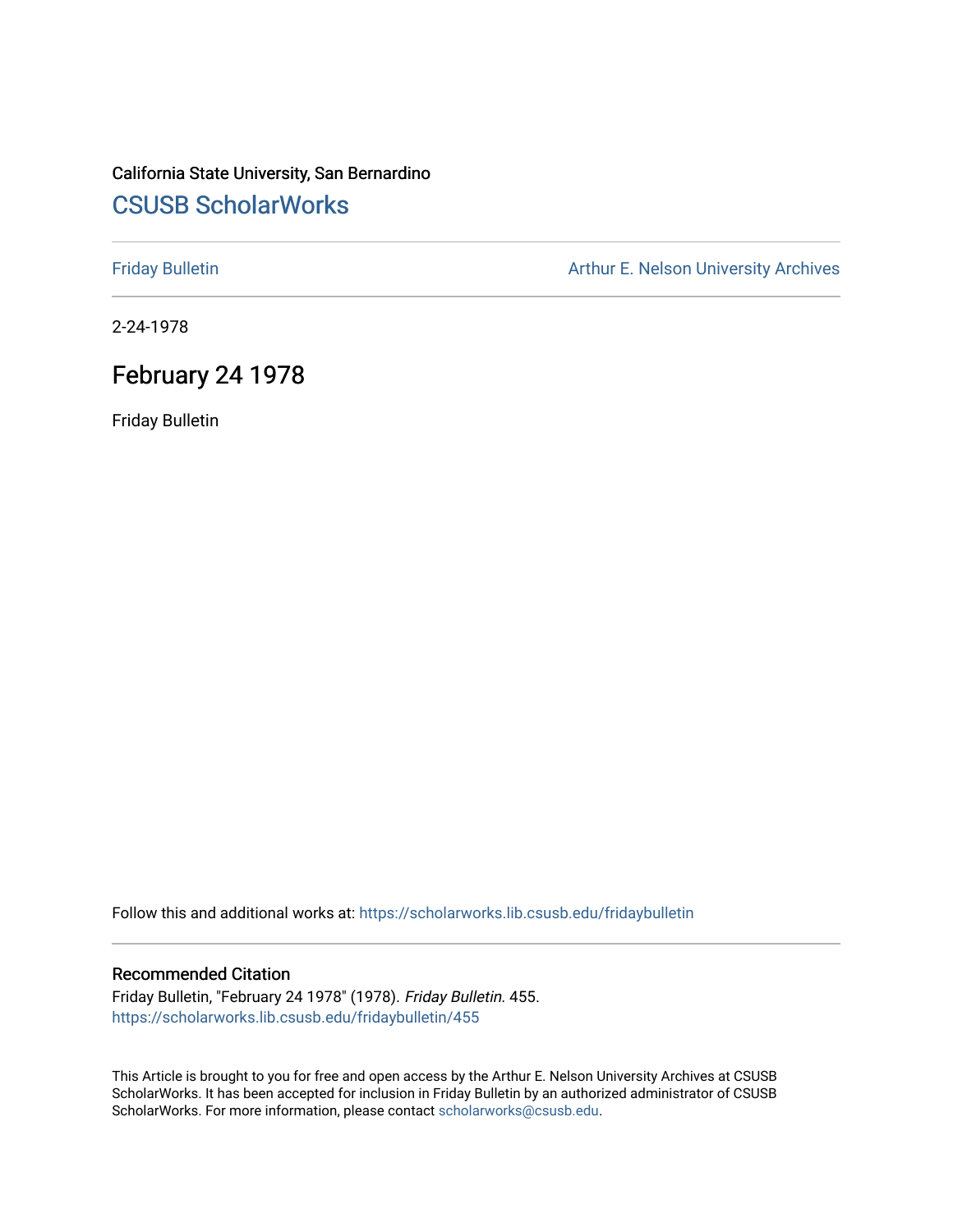California State University, San Bernardino

# CSUSB ScholarWorks

Friday Bulletin

Arthur E. Nelson University Archives

2-24-1978

## February 24 1978

Friday Bulletin

Follow this and additional works at: https://scholarworks.lib.csusb.edu/fridaybulletin

### Recommended Citation

Friday Bulletin, "February 24 1978" (1978). *Friday Bulletin*. 455.
https://scholarworks.lib.csusb.edu/fridaybulletin/455

This Article is brought to you for free and open access by the Arthur E. Nelson University Archives at CSUSB ScholarWorks. It has been accepted for inclusion in Friday Bulletin by an authorized administrator of CSUSB ScholarWorks. For more information, please contact scholarworks@csusb.edu.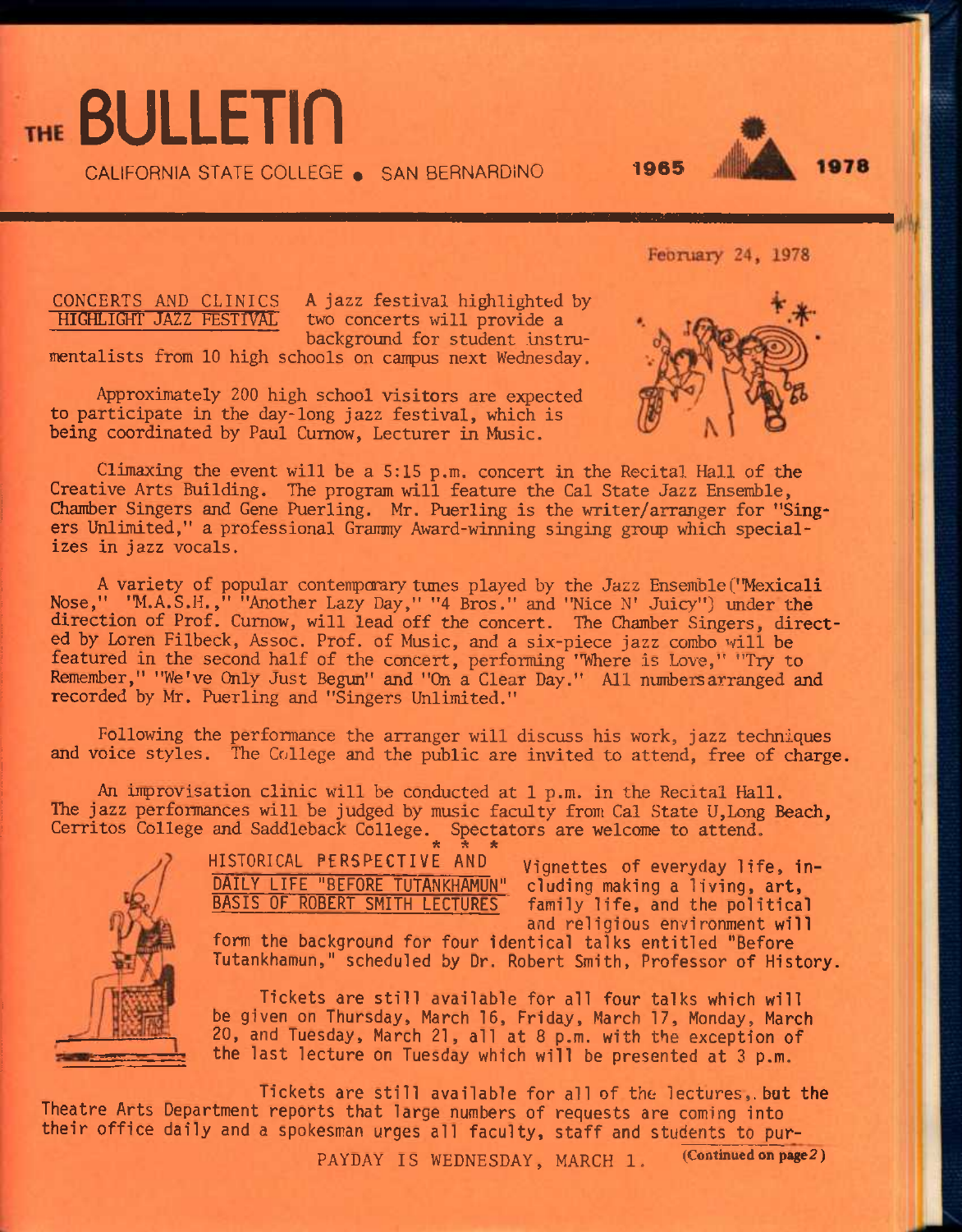# THE BULLETIN

CALIFORNIA STATE COLLEGE • SAN BERNARDINO

1965 1978

February 24, 1978

## CONCERTS AND CLINICS HIGHLIGHT JAZZ FESTIVAL

A jazz festival highlighted by two concerts will provide a background for student instrumentalists from 10 high schools on campus next Wednesday.

Approximately 200 high school visitors are expected to participate in the day-long jazz festival, which is being coordinated by Paul Curnow, Lecturer in Music.

Climaxing the event will be a 5:15 p.m. concert in the Recital Hall of the Creative Arts Building. The program will feature the Cal State Jazz Ensemble, Chamber Singers and Gene Puerling. Mr. Puerling is the writer/arranger for "Singers Unlimited," a professional Grammy Award-winning singing group which specializes in jazz vocals.

A variety of popular contemporary tunes played by the Jazz Ensemble ("Mexicali Nose," "M.A.S.H.," "Another Lazy Day," "4 Bros." and "Nice N' Juicy") under the direction of Prof. Curnow, will lead off the concert. The Chamber Singers, directed by Loren Filbeck, Assoc. Prof. of Music, and a six-piece jazz combo will be featured in the second half of the concert, performing "Where is Love," "Try to Remember," "We've Only Just Begun" and "On a Clear Day." All numbers arranged and recorded by Mr. Puerling and "Singers Unlimited."

Following the performance the arranger will discuss his work, jazz techniques and voice styles. The College and the public are invited to attend, free of charge.

An improvisation clinic will be conducted at 1 p.m. in the Recital Hall. The jazz performances will be judged by music faculty from Cal State U, Long Beach, Cerritos College and Saddleback College. Spectators are welcome to attend.

\* \* \*

## HISTORICAL PERSPECTIVE AND DAILY LIFE "BEFORE TUTANKHAMUN" BASIS OF ROBERT SMITH LECTURES

Vignettes of everyday life, including making a living, art, family life, and the political and religious environment will form the background for four identical talks entitled "Before Tutankhamun," scheduled by Dr. Robert Smith, Professor of History.

Tickets are still available for all four talks which will be given on Thursday, March 16, Friday, March 17, Monday, March 20, and Tuesday, March 21, all at 8 p.m. with the exception of the last lecture on Tuesday which will be presented at 3 p.m.

Tickets are still available for all of the lectures, but the Theatre Arts Department reports that large numbers of requests are coming into their office daily and a spokesman urges all faculty, staff and students to pur-

PAYDAY IS WEDNESDAY, MARCH 1.

(Continued on page 2)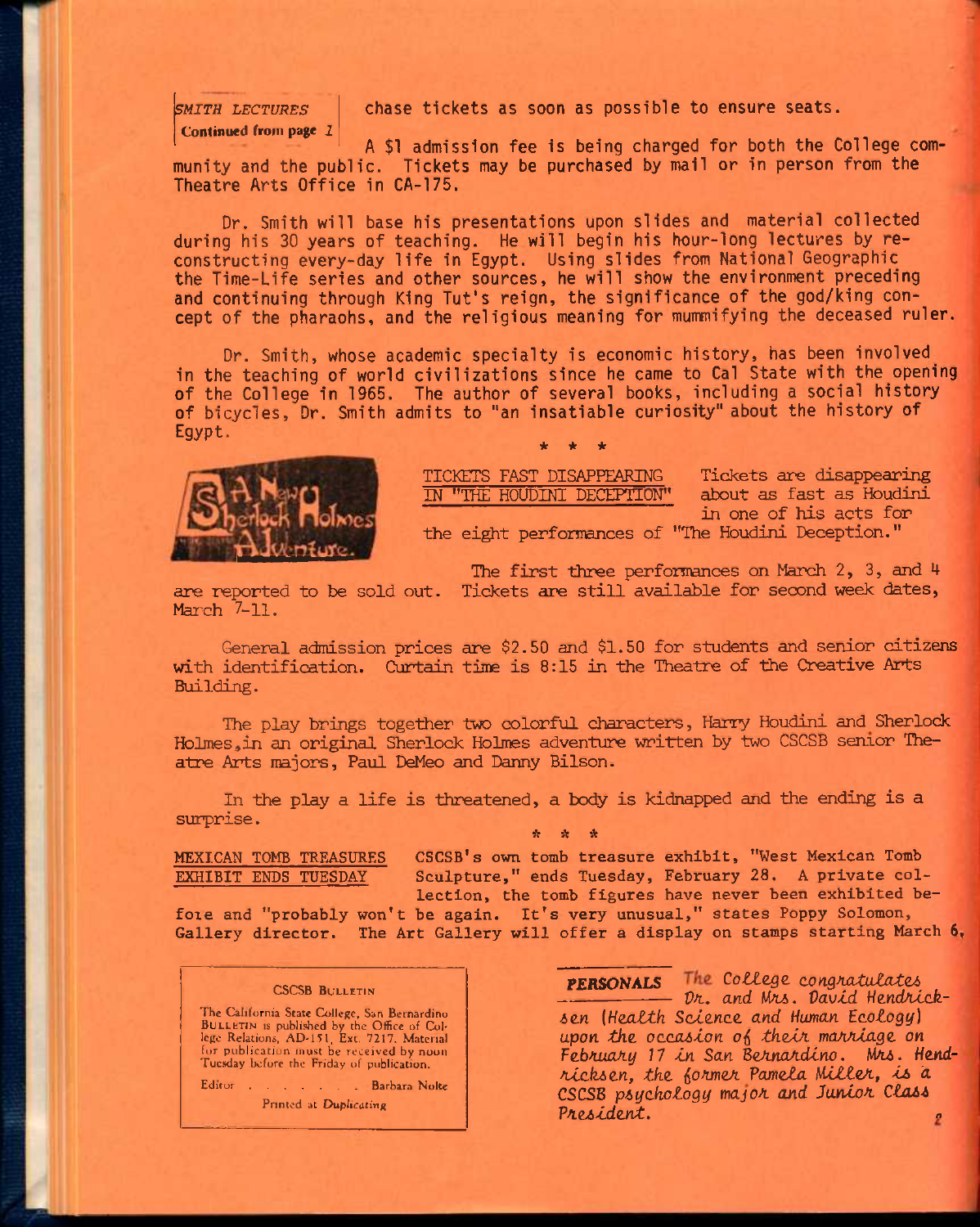*SMITH LECTURES*
**Continued from page 1**

chase tickets as soon as possible to ensure seats.

A $1 admission fee is being charged for both the College community and the public. Tickets may be purchased by mail or in person from the Theatre Arts Office in CA-175.

Dr. Smith will base his presentations upon slides and material collected during his 30 years of teaching. He will begin his hour-long lectures by reconstructing every-day life in Egypt. Using slides from National Geographic the Time-Life series and other sources, he will show the environment preceding and continuing through King Tut's reign, the significance of the god/king concept of the pharaohs, and the religious meaning for mummifying the deceased ruler.

Dr. Smith, whose academic specialty is economic history, has been involved in the teaching of world civilizations since he came to Cal State with the opening of the College in 1965. The author of several books, including a social history of bicycles, Dr. Smith admits to "an insatiable curiosity" about the history of Egypt.

\* \* \*

A New Sherlock Holmes Adventure

TICKETS FAST DISAPPEARING IN "THE HOUDINI DECEPTION"

Tickets are disappearing about as fast as Houdini in one of his acts for the eight performances of "The Houdini Deception."

The first three performances on March 2, 3, and 4 are reported to be sold out. Tickets are still available for second week dates, March 7-11.

General admission prices are $2.50 and $1.50 for students and senior citizens with identification. Curtain time is 8:15 in the Theatre of the Creative Arts Building.

The play brings together two colorful characters, Harry Houdini and Sherlock Holmes, in an original Sherlock Holmes adventure written by two CSCSB senior Theatre Arts majors, Paul DeMeo and Danny Bilson.

In the play a life is threatened, a body is kidnapped and the ending is a surprise.

\* \* \*

MEXICAN TOMB TREASURES EXHIBIT ENDS TUESDAY

CSCSB's own tomb treasure exhibit, "West Mexican Tomb Sculpture," ends Tuesday, February 28. A private collection, the tomb figures have never been exhibited before and "probably won't be again. It's very unusual," states Poppy Solomon, Gallery director. The Art Gallery will offer a display on stamps starting March 6.

**CSCSB BULLETIN**

The California State College, San Bernardino BULLETIN is published by the Office of College Relations, AD-151, Ext. 7217. Material for publication must be received by noon Tuesday before the Friday of publication.

Editor . . . . . . . Barbara Nolte

Printed at Duplicating

**PERSONALS** *The College congratulates Dr. and Mrs. David Hendricksen (Health Science and Human Ecology) upon the occasion of their marriage on February 17 in San Bernardino. Mrs. Hendricksen, the former Pamela Miller, is a CSCSB psychology major and Junior Class President.*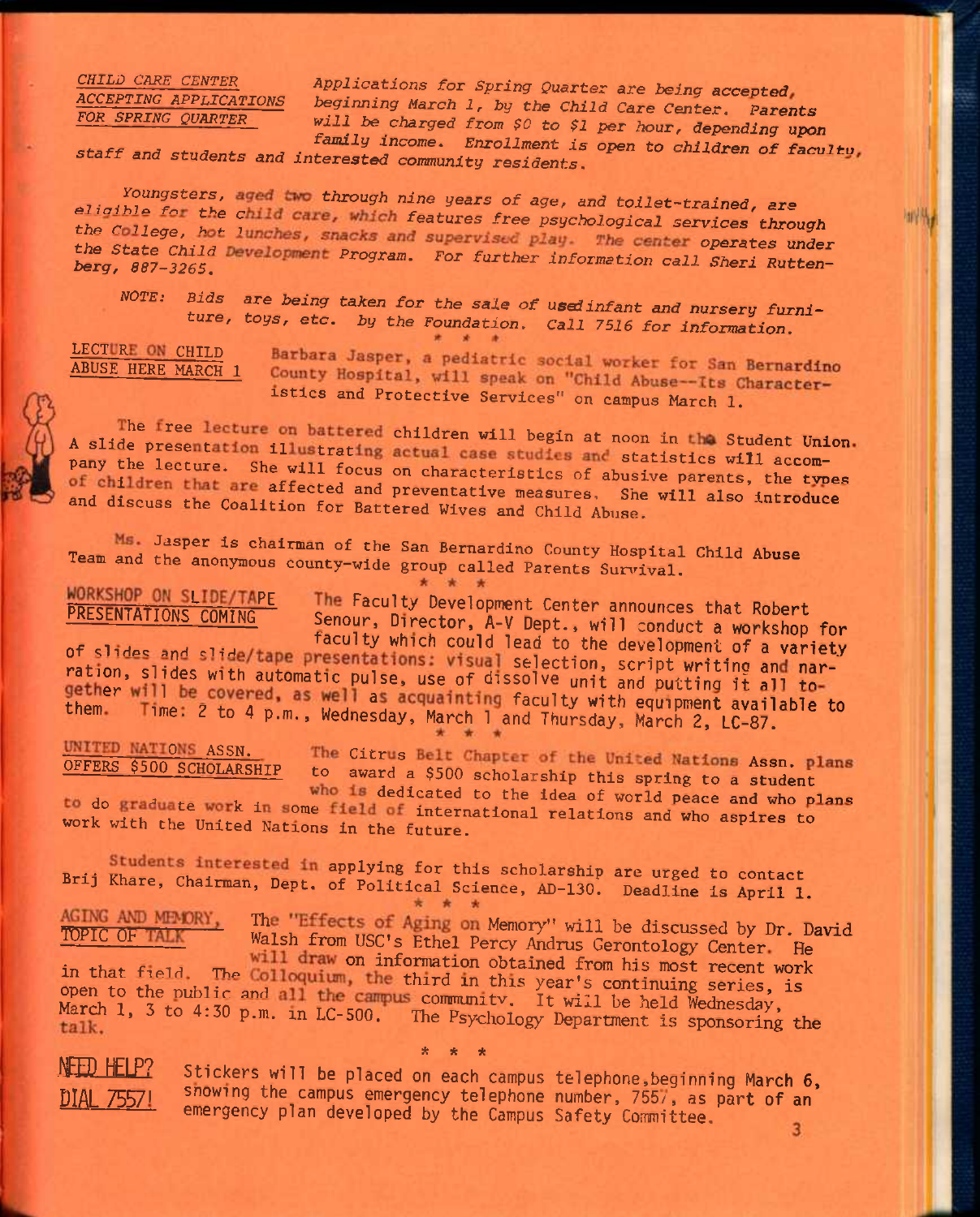*CHILD CARE CENTER ACCEPTING APPLICATIONS FOR SPRING QUARTER*

*Applications for Spring Quarter are being accepted, beginning March 1, by the Child Care Center. Parents will be charged from $0 to $1 per hour, depending upon family income. Enrollment is open to children of faculty, staff and students and interested community residents.*

*Youngsters, aged two through nine years of age, and toilet-trained, are eligible for the child care, which features free psychological services through the College, hot lunches, snacks and supervised play. The center operates under the State Child Development Program. For further information call Sheri Ruttenberg, 887-3265.*

*NOTE: Bids are being taken for the sale of usedinfant and nursery furniture, toys, etc. by the Foundation. Call 7516 for information.*

\* \* \*

LECTURE ON CHILD ABUSE HERE MARCH 1

Barbara Jasper, a pediatric social worker for San Bernardino County Hospital, will speak on "Child Abuse--Its Characteristics and Protective Services" on campus March 1.

The free lecture on battered children will begin at noon in the Student Union. A slide presentation illustrating actual case studies and statistics will accompany the lecture. She will focus on characteristics of abusive parents, the types of children that are affected and preventative measures. She will also introduce and discuss the Coalition for Battered Wives and Child Abuse.

Ms. Jasper is chairman of the San Bernardino County Hospital Child Abuse Team and the anonymous county-wide group called Parents Survival.

\* \* \*

WORKSHOP ON SLIDE/TAPE PRESENTATIONS COMING

The Faculty Development Center announces that Robert Senour, Director, A-V Dept., will conduct a workshop for faculty which could lead to the development of a variety of slides and slide/tape presentations: visual selection, script writing and narration, slides with automatic pulse, use of dissolve unit and putting it all together will be covered, as well as acquainting faculty with equipment available to them. Time: 2 to 4 p.m., Wednesday, March 1 and Thursday, March 2, LC-87.

\* \* \*

UNITED NATIONS ASSN. OFFERS $500 SCHOLARSHIP

The Citrus Belt Chapter of the United Nations Assn. plans to award a $500 scholarship this spring to a student who is dedicated to the idea of world peace and who plans to do graduate work in some field of international relations and who aspires to work with the United Nations in the future.

Students interested in applying for this scholarship are urged to contact Brij Khare, Chairman, Dept. of Political Science, AD-130. Deadline is April 1.

\* \* \*

AGING AND MEMORY, TOPIC OF TALK

The "Effects of Aging on Memory" will be discussed by Dr. David Walsh from USC's Ethel Percy Andrus Gerontology Center. He will draw on information obtained from his most recent work in that field. The Colloquium, the third in this year's continuing series, is open to the public and all the campus community. It will be held Wednesday, March 1, 3 to 4:30 p.m. in LC-500. The Psychology Department is sponsoring the talk.

\* \* \*

NEED HELP? DIAL 7557!

Stickers will be placed on each campus telephone,beginning March 6, showing the campus emergency telephone number, 7557, as part of an emergency plan developed by the Campus Safety Committee.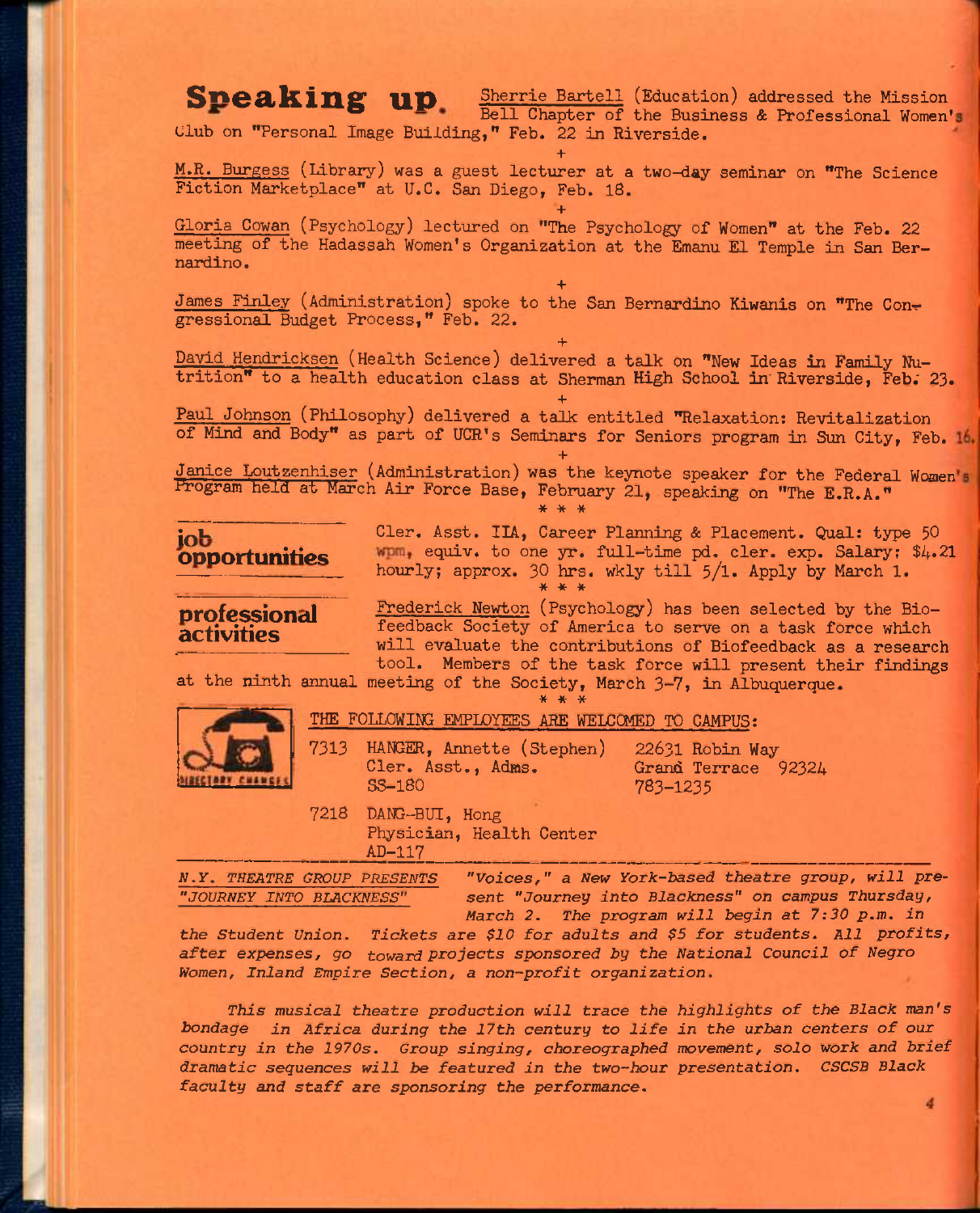## Speaking up.

Sherrie Bartell (Education) addressed the Mission Bell Chapter of the Business & Professional Women's Club on "Personal Image Building," Feb. 22 in Riverside.

+

M.R. Burgess (Library) was a guest lecturer at a two-day seminar on "The Science Fiction Marketplace" at U.C. San Diego, Feb. 18.

+

Gloria Cowan (Psychology) lectured on "The Psychology of Women" at the Feb. 22 meeting of the Hadassah Women's Organization at the Emanu El Temple in San Bernardino.

+

James Finley (Administration) spoke to the San Bernardino Kiwanis on "The Congressional Budget Process," Feb. 22.

+

David Hendricksen (Health Science) delivered a talk on "New Ideas in Family Nutrition" to a health education class at Sherman High School in Riverside, Feb. 23.

+

Paul Johnson (Philosophy) delivered a talk entitled "Relaxation: Revitalization of Mind and Body" as part of UCR's Seminars for Seniors program in Sun City, Feb. 16.

+

Janice Loutzenhiser (Administration) was the keynote speaker for the Federal Women's Program held at March Air Force Base, February 21, speaking on "The E.R.A."

\* \* \*

## job opportunities

Cler. Asst. IIA, Career Planning & Placement. Qual: type 50 wpm, equiv. to one yr. full-time pd. cler. exp. Salary: $4.21 hourly; approx. 30 hrs. wkly till 5/1. Apply by March 1.

\* \* \*

## professional activities

Frederick Newton (Psychology) has been selected by the Biofeedback Society of America to serve on a task force which will evaluate the contributions of Biofeedback as a research tool. Members of the task force will present their findings at the ninth annual meeting of the Society, March 3-7, in Albuquerque.

\* \* \*

DIRECTORY CHANGES

THE FOLLOWING EMPLOYEES ARE WELCOMED TO CAMPUS:

7313 HANGER, Annette (Stephen)
Cler. Asst., Adms.
SS-180

22631 Robin Way
Grand Terrace 92324
783-1235

7218 DANG-BUI, Hong
Physician, Health Center
AD-117

---

*N.Y. THEATRE GROUP PRESENTS "JOURNEY INTO BLACKNESS"*

*"Voices," a New York-based theatre group, will present "Journey into Blackness" on campus Thursday, March 2. The program will begin at 7:30 p.m. in the Student Union. Tickets are $10 for adults and $5 for students. All profits, after expenses, go toward projects sponsored by the National Council of Negro Women, Inland Empire Section, a non-profit organization.*

*This musical theatre production will trace the highlights of the Black man's bondage in Africa during the 17th century to life in the urban centers of our country in the 1970s. Group singing, choreographed movement, solo work and brief dramatic sequences will be featured in the two-hour presentation. CSCSB Black faculty and staff are sponsoring the performance.*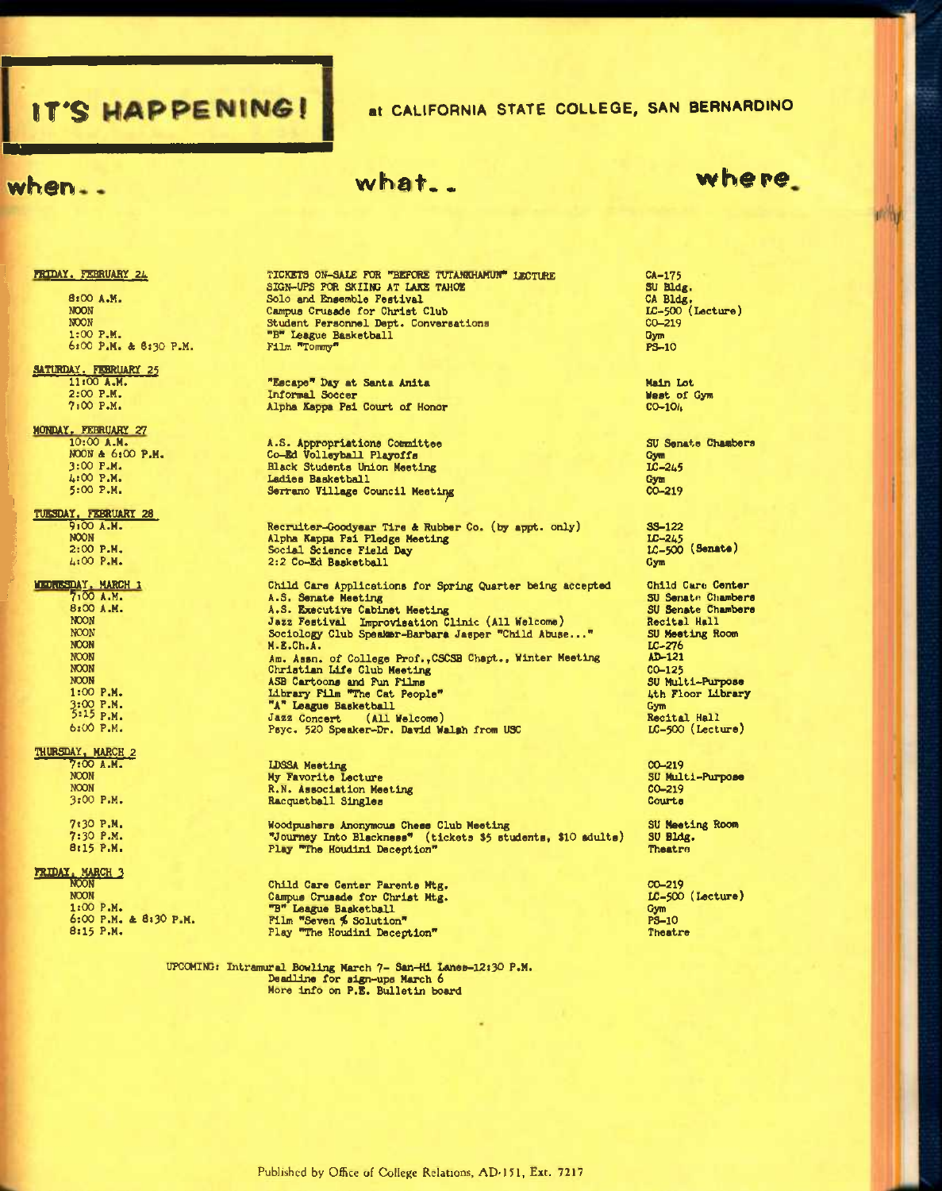# IT'S HAPPENING! at CALIFORNIA STATE COLLEGE, SAN BERNARDINO

| when.. | what.. | where. |
|---|---|---|
| **FRIDAY, FEBRUARY 24** | TICKETS ON-SALE FOR "BEFORE TUTANKHAMUN" LECTURE | CA-175 |
| | SIGN-UPS FOR SKIING AT LAKE TAHOE | SU Bldg. |
| 8:00 A.M. | Solo and Ensemble Festival | CA Bldg. |
| NOON | Campus Crusade for Christ Club | LC-500 (Lecture) |
| NOON | Student Personnel Dept. Conversations | CO-219 |
| 1:00 P.M. | "B" League Basketball | Gym |
| 6:00 P.M. & 8:30 P.M. | Film "Tommy" | PS-10 |
| **SATURDAY, FEBRUARY 25** | | |
| 11:00 A.M. | "Escape" Day at Santa Anita | Main Lot |
| 2:00 P.M. | Informal Soccer | West of Gym |
| 7:00 P.M. | Alpha Kappa Psi Court of Honor | CO-104 |
| **MONDAY, FEBRUARY 27** | | |
| 10:00 A.M. | A.S. Appropriations Committee | SU Senate Chambers |
| NOON & 6:00 P.M. | Co-Ed Volleyball Playoffs | Gym |
| 3:00 P.M. | Black Students Union Meeting | LC-245 |
| 4:00 P.M. | Ladies Basketball | Gym |
| 5:00 P.M. | Serrano Village Council Meeting | CO-219 |
| **TUESDAY, FEBRUARY 28** | | |
| 9:00 A.M. | Recruiter-Goodyear Tire & Rubber Co. (by appt. only) | SS-122 |
| NOON | Alpha Kappa Psi Pledge Meeting | LC-245 |
| 2:00 P.M. | Social Science Field Day | LC-500 (Senate) |
| 4:00 P.M. | 2:2 Co-Ed Basketball | Gym |
| **WEDNESDAY, MARCH 1** | Child Care Applications for Spring Quarter being accepted | Child Care Center |
| 7:00 A.M. | A.S. Senate Meeting | SU Senate Chambers |
| 8:00 A.M. | A.S. Executive Cabinet Meeting | SU Senate Chambers |
| NOON | Jazz Festival Improvisation Clinic (All Welcome) | Recital Hall |
| NOON | Sociology Club Speaker-Barbara Jasper "Child Abuse..." | SU Meeting Room |
| NOON | M.E.Ch.A. | LC-276 |
| NOON | Am. Assn. of College Prof., CSCSB Chapt., Winter Meeting | AD-121 |
| NOON | Christian Life Club Meeting | CO-125 |
| NOON | ASB Cartoons and Fun Films | SU Multi-Purpose |
| 1:00 P.M. | Library Film "The Cat People" | 4th Floor Library |
| 3:00 P.M. | "A" League Basketball | Gym |
| 5:15 P.M. | Jazz Concert (All Welcome) | Recital Hall |
| 6:00 P.M. | Psyc. 520 Speaker-Dr. David Walsh from USC | LC-500 (Lecture) |
| **THURSDAY, MARCH 2** | | |
| 7:00 A.M. | LDSSA Meeting | CO-219 |
| NOON | My Favorite Lecture | SU Multi-Purpose |
| NOON | R.N. Association Meeting | CO-219 |
| 3:00 P.M. | Racquetball Singles | Courts |
| 7:30 P.M. | Woodpushers Anonymous Chess Club Meeting | SU Meeting Room |
| 7:30 P.M. | "Journey Into Blackness" (tickets $5 students, $10 adults) | SU Bldg. |
| 8:15 P.M. | Play "The Houdini Deception" | Theatre |
| **FRIDAY, MARCH 3** | | |
| NOON | Child Care Center Parents Mtg. | CO-219 |
| NOON | Campus Crusade for Christ Mtg. | LC-500 (Lecture) |
| 1:00 P.M. | "B" League Basketball | Gym |
| 6:00 P.M. & 8:30 P.M. | Film "Seven % Solution" | PS-10 |
| 8:15 P.M. | Play "The Houdini Deception" | Theatre |

UPCOMING: Intramural Bowling March 7- San-Hi Lanes-12:30 P.M.
Deadline for sign-ups March 6
More info on P.E. Bulletin board

Published by Office of College Relations, AD-151, Ext. 7217